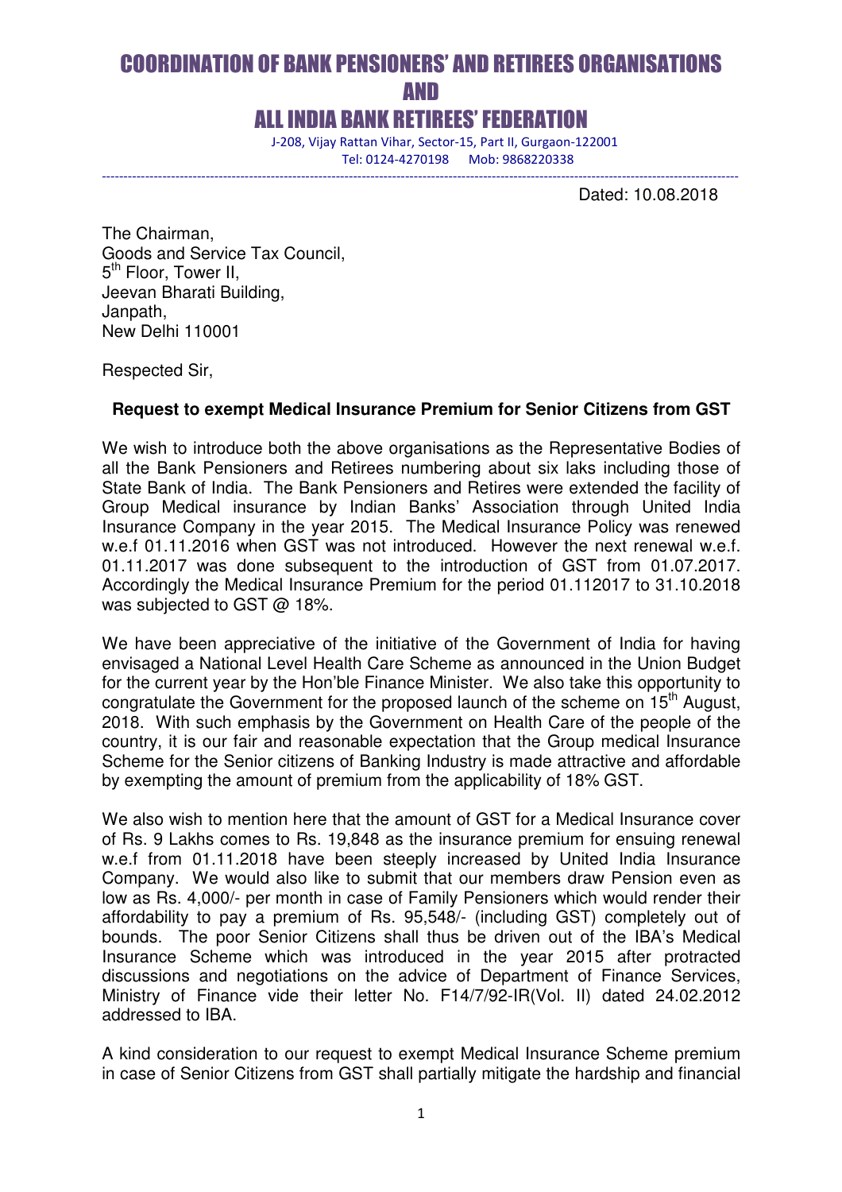# COORDINATION OF BANK PENSIONERS' AND RETIREES ORGANISATIONS
# AND
# ALL INDIA BANK RETIREES' FEDERATION

J-208, Vijay Rattan Vihar, Sector-15, Part II, Gurgaon-122001
Tel: 0124-4270198 Mob: 9868220338

---

Dated: 10.08.2018

The Chairman,
Goods and Service Tax Council,
5th Floor, Tower II,
Jeevan Bharati Building,
Janpath,
New Delhi 110001

Respected Sir,

**Request to exempt Medical Insurance Premium for Senior Citizens from GST**

We wish to introduce both the above organisations as the Representative Bodies of all the Bank Pensioners and Retirees numbering about six laks including those of State Bank of India. The Bank Pensioners and Retires were extended the facility of Group Medical insurance by Indian Banks' Association through United India Insurance Company in the year 2015. The Medical Insurance Policy was renewed w.e.f 01.11.2016 when GST was not introduced. However the next renewal w.e.f. 01.11.2017 was done subsequent to the introduction of GST from 01.07.2017. Accordingly the Medical Insurance Premium for the period 01.112017 to 31.10.2018 was subjected to GST @ 18%.

We have been appreciative of the initiative of the Government of India for having envisaged a National Level Health Care Scheme as announced in the Union Budget for the current year by the Hon'ble Finance Minister. We also take this opportunity to congratulate the Government for the proposed launch of the scheme on 15th August, 2018. With such emphasis by the Government on Health Care of the people of the country, it is our fair and reasonable expectation that the Group medical Insurance Scheme for the Senior citizens of Banking Industry is made attractive and affordable by exempting the amount of premium from the applicability of 18% GST.

We also wish to mention here that the amount of GST for a Medical Insurance cover of Rs. 9 Lakhs comes to Rs. 19,848 as the insurance premium for ensuing renewal w.e.f from 01.11.2018 have been steeply increased by United India Insurance Company. We would also like to submit that our members draw Pension even as low as Rs. 4,000/- per month in case of Family Pensioners which would render their affordability to pay a premium of Rs. 95,548/- (including GST) completely out of bounds. The poor Senior Citizens shall thus be driven out of the IBA's Medical Insurance Scheme which was introduced in the year 2015 after protracted discussions and negotiations on the advice of Department of Finance Services, Ministry of Finance vide their letter No. F14/7/92-IR(Vol. II) dated 24.02.2012 addressed to IBA.

A kind consideration to our request to exempt Medical Insurance Scheme premium in case of Senior Citizens from GST shall partially mitigate the hardship and financial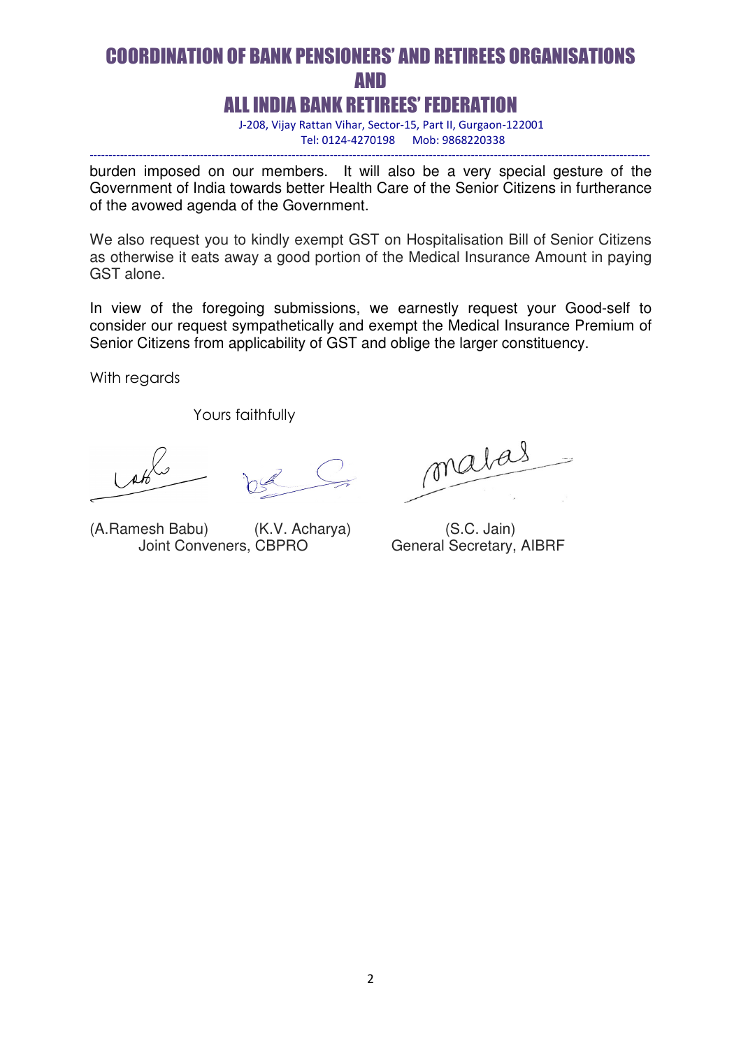burden imposed on our members. It will also be a very special gesture of the Government of India towards better Health Care of the Senior Citizens in furtherance of the avowed agenda of the Government.

We also request you to kindly exempt GST on Hospitalisation Bill of Senior Citizens as otherwise it eats away a good portion of the Medical Insurance Amount in paying GST alone.

In view of the foregoing submissions, we earnestly request your Good-self to consider our request sympathetically and exempt the Medical Insurance Premium of Senior Citizens from applicability of GST and oblige the larger constituency.

With regards

Yours faithfully

(A.Ramesh Babu) (K.V. Acharya)
Joint Conveners, CBPRO

(S.C. Jain)
General Secretary, AIBRF